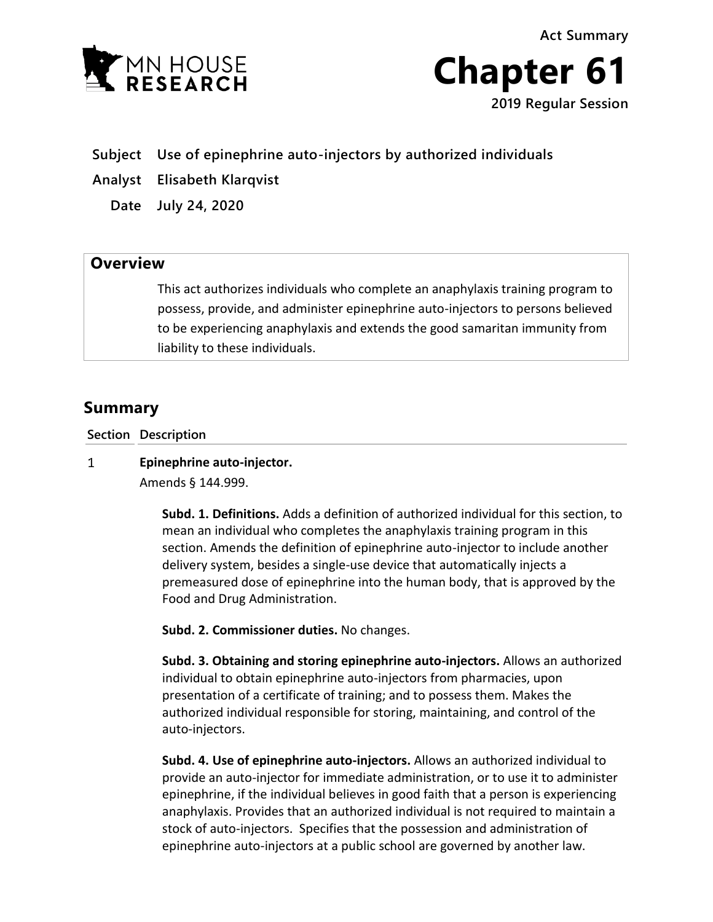MN HOUSE RESEARCH

Act Summary

# Chapter 61

2019 Regular Session

**Subject** Use of epinephrine auto-injectors by authorized individuals

**Analyst** Elisabeth Klarqvist

**Date** July 24, 2020

## Overview

This act authorizes individuals who complete an anaphylaxis training program to possess, provide, and administer epinephrine auto-injectors to persons believed to be experiencing anaphylaxis and extends the good samaritan immunity from liability to these individuals.

## Summary

| Section | Description |
|---|---|
| 1 | **Epinephrine auto-injector.** Amends § 144.999. |

**Subd. 1. Definitions.** Adds a definition of authorized individual for this section, to mean an individual who completes the anaphylaxis training program in this section. Amends the definition of epinephrine auto-injector to include another delivery system, besides a single-use device that automatically injects a premeasured dose of epinephrine into the human body, that is approved by the Food and Drug Administration.

**Subd. 2. Commissioner duties.** No changes.

**Subd. 3. Obtaining and storing epinephrine auto-injectors.** Allows an authorized individual to obtain epinephrine auto-injectors from pharmacies, upon presentation of a certificate of training; and to possess them. Makes the authorized individual responsible for storing, maintaining, and control of the auto-injectors.

**Subd. 4. Use of epinephrine auto-injectors.** Allows an authorized individual to provide an auto-injector for immediate administration, or to use it to administer epinephrine, if the individual believes in good faith that a person is experiencing anaphylaxis. Provides that an authorized individual is not required to maintain a stock of auto-injectors. Specifies that the possession and administration of epinephrine auto-injectors at a public school are governed by another law.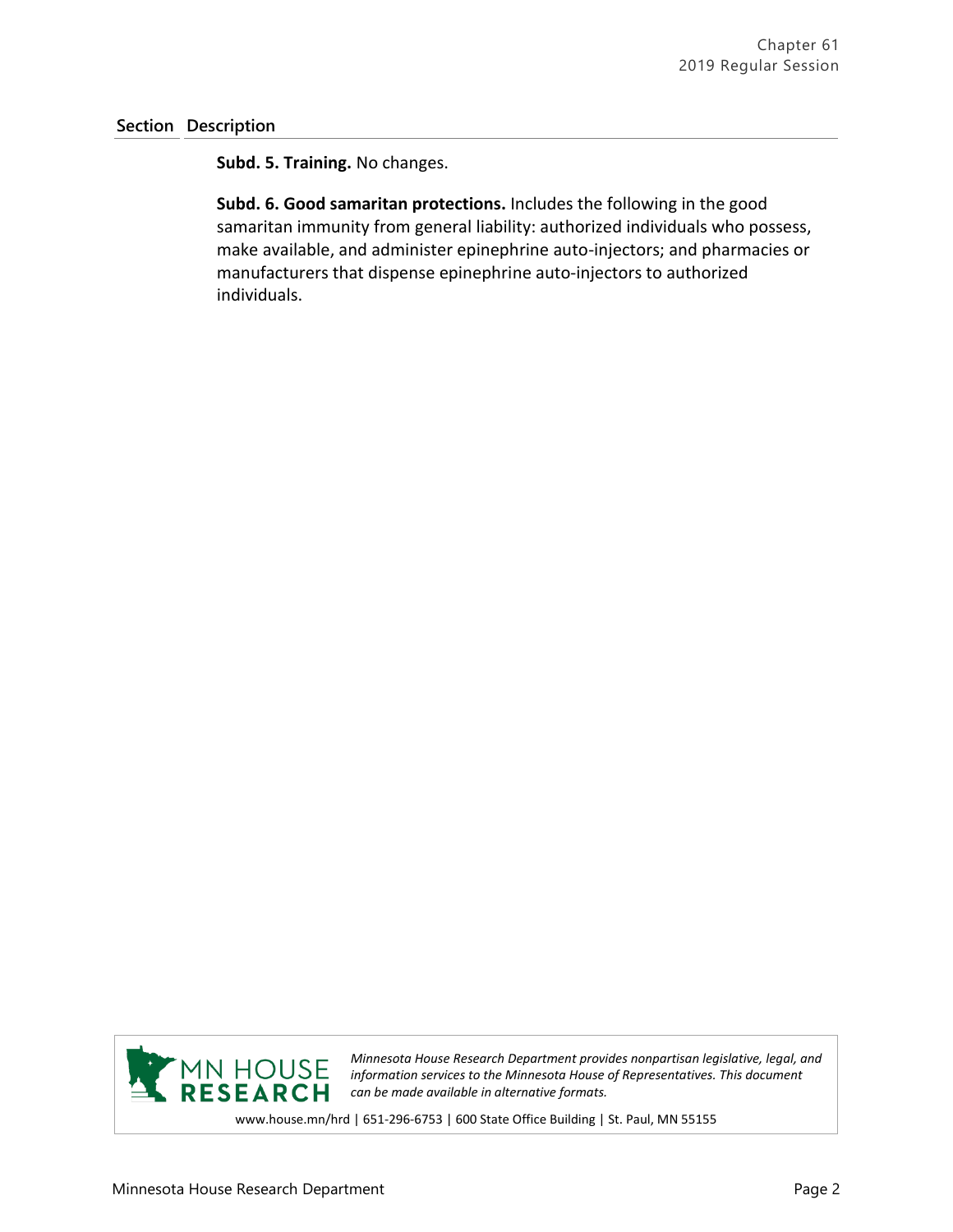| Section | Description |
|---|---|
| | **Subd. 5. Training.** No changes. |
| | **Subd. 6. Good samaritan protections.** Includes the following in the good samaritan immunity from general liability: authorized individuals who possess, make available, and administer epinephrine auto-injectors; and pharmacies or manufacturers that dispense epinephrine auto-injectors to authorized individuals. |

MN HOUSE RESEARCH

*Minnesota House Research Department provides nonpartisan legislative, legal, and information services to the Minnesota House of Representatives. This document can be made available in alternative formats.*

www.house.mn/hrd | 651-296-6753 | 600 State Office Building | St. Paul, MN 55155